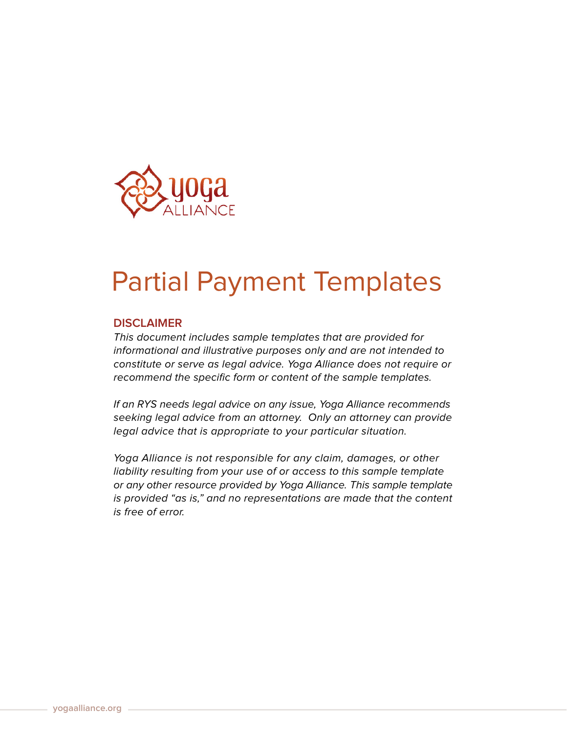# Partial Payment Templates

## DISCLAIMER

*This document includes sample templates that are provided for informational and illustrative purposes only and are not intended to constitute or serve as legal advice. Yoga Alliance does not require or recommend the specific form or content of the sample templates.*

*If an RYS needs legal advice on any issue, Yoga Alliance recommends seeking legal advice from an attorney. Only an attorney can provide legal advice that is appropriate to your particular situation.*

*Yoga Alliance is not responsible for any claim, damages, or other liability resulting from your use of or access to this sample template or any other resource provided by Yoga Alliance. This sample template is provided "as is," and no representations are made that the content is free of error.*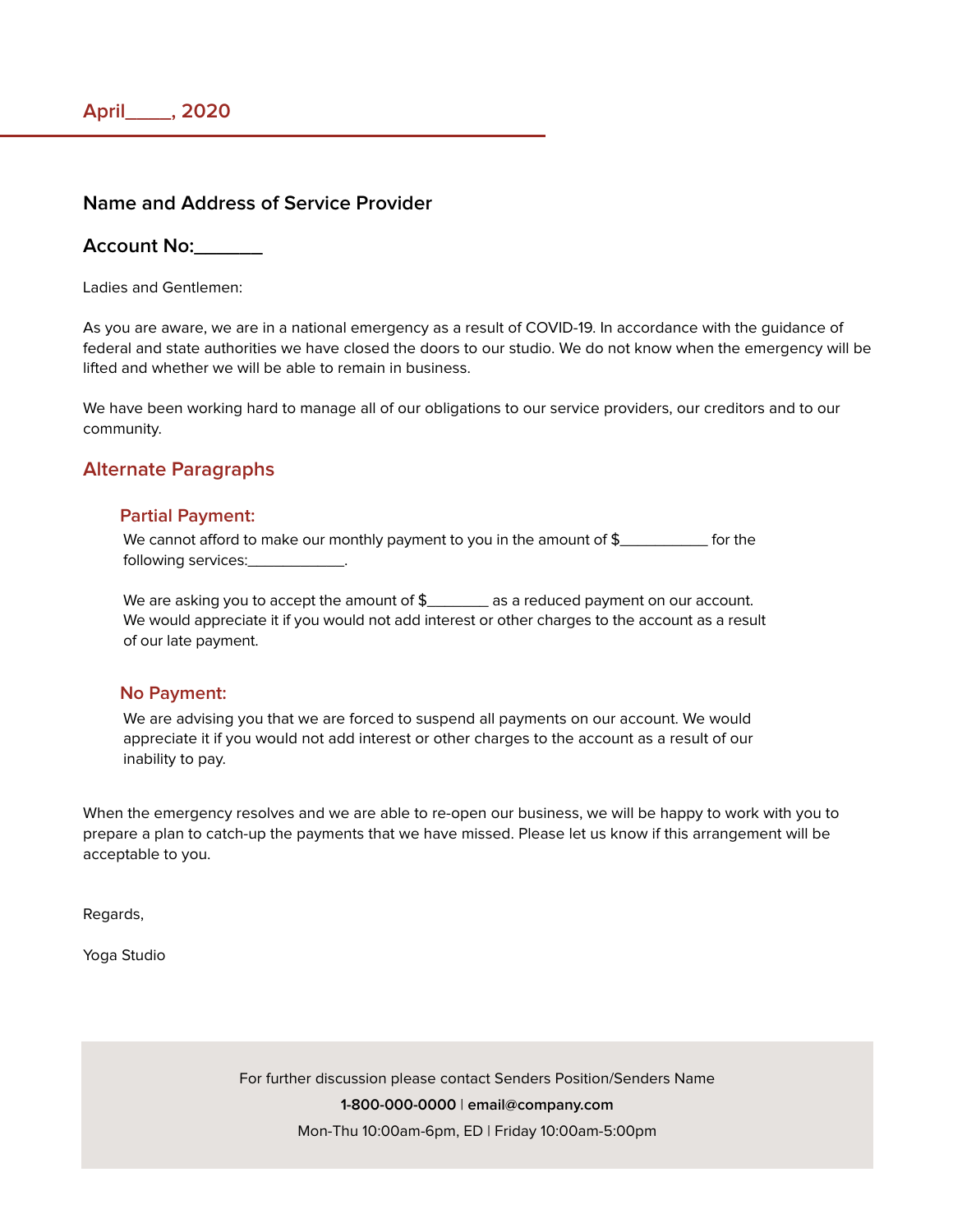## April____, 2020

### Name and Address of Service Provider

### Account No:_______

Ladies and Gentlemen:

As you are aware, we are in a national emergency as a result of COVID-19. In accordance with the guidance of federal and state authorities we have closed the doors to our studio. We do not know when the emergency will be lifted and whether we will be able to remain in business.

We have been working hard to manage all of our obligations to our service providers, our creditors and to our community.

## Alternate Paragraphs

### Partial Payment:

We cannot afford to make our monthly payment to you in the amount of $___________ for the following services:____________.

We are asking you to accept the amount of $________ as a reduced payment on our account. We would appreciate it if you would not add interest or other charges to the account as a result of our late payment.

### No Payment:

We are advising you that we are forced to suspend all payments on our account. We would appreciate it if you would not add interest or other charges to the account as a result of our inability to pay.

When the emergency resolves and we are able to re-open our business, we will be happy to work with you to prepare a plan to catch-up the payments that we have missed. Please let us know if this arrangement will be acceptable to you.

Regards,

Yoga Studio

For further discussion please contact Senders Position/Senders Name

**1-800-000-0000** | **email@company.com**

Mon-Thu 10:00am-6pm, ED | Friday 10:00am-5:00pm